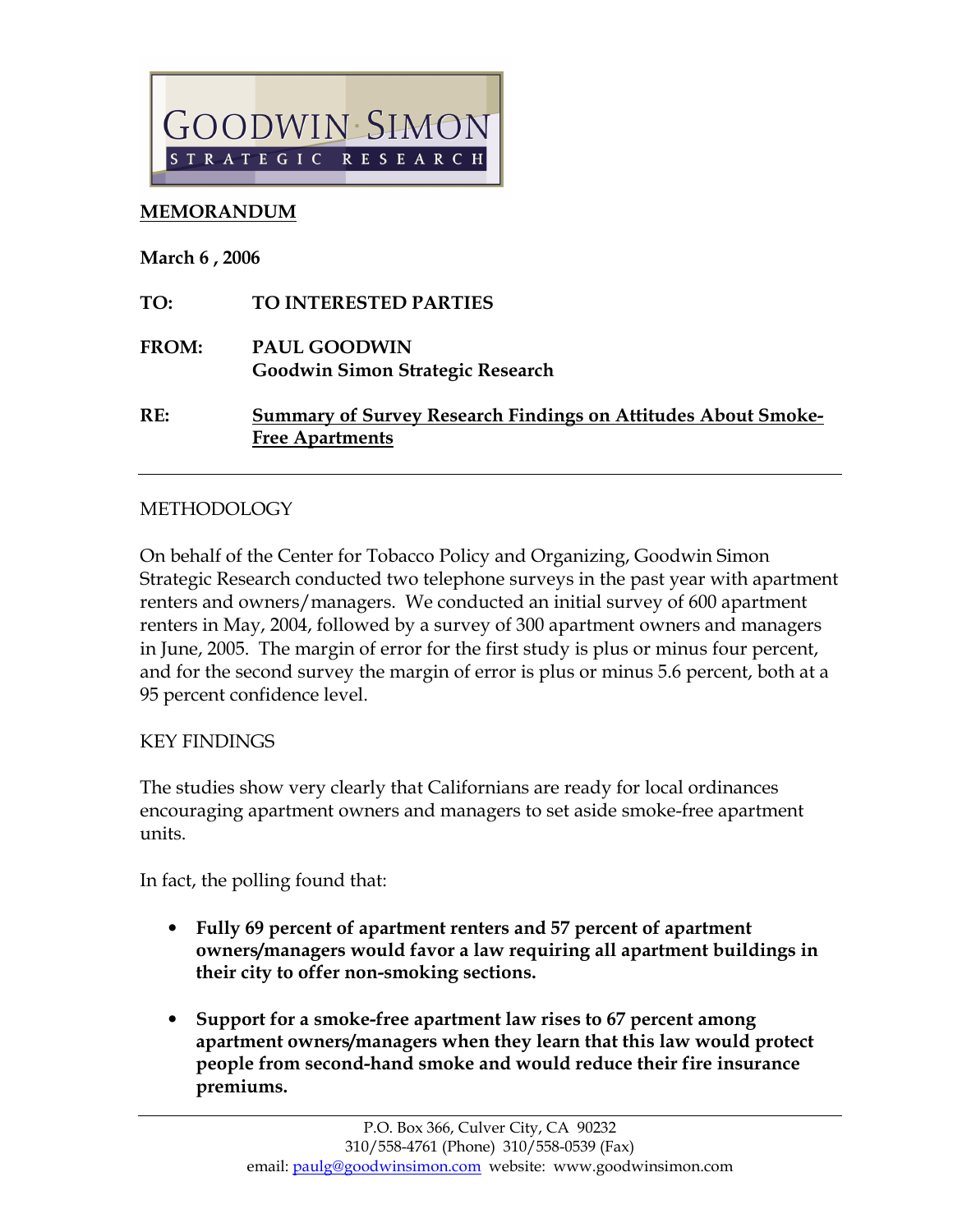GOODWIN SIMON
STRATEGIC RESEARCH

**MEMORANDUM**

**March 6 , 2006**

**TO:** **TO INTERESTED PARTIES**

**FROM:** **PAUL GOODWIN**
**Goodwin Simon Strategic Research**

**RE:** **Summary of Survey Research Findings on Attitudes About Smoke-Free Apartments**

---

METHODOLOGY

On behalf of the Center for Tobacco Policy and Organizing, Goodwin Simon Strategic Research conducted two telephone surveys in the past year with apartment renters and owners/managers. We conducted an initial survey of 600 apartment renters in May, 2004, followed by a survey of 300 apartment owners and managers in June, 2005. The margin of error for the first study is plus or minus four percent, and for the second survey the margin of error is plus or minus 5.6 percent, both at a 95 percent confidence level.

KEY FINDINGS

The studies show very clearly that Californians are ready for local ordinances encouraging apartment owners and managers to set aside smoke-free apartment units.

In fact, the polling found that:

- **Fully 69 percent of apartment renters and 57 percent of apartment owners/managers would favor a law requiring all apartment buildings in their city to offer non-smoking sections.**

- **Support for a smoke-free apartment law rises to 67 percent among apartment owners/managers when they learn that this law would protect people from second-hand smoke and would reduce their fire insurance premiums.**

P.O. Box 366, Culver City, CA 90232
310/558-4761 (Phone) 310/558-0539 (Fax)
email: paulg@goodwinsimon.com website: www.goodwinsimon.com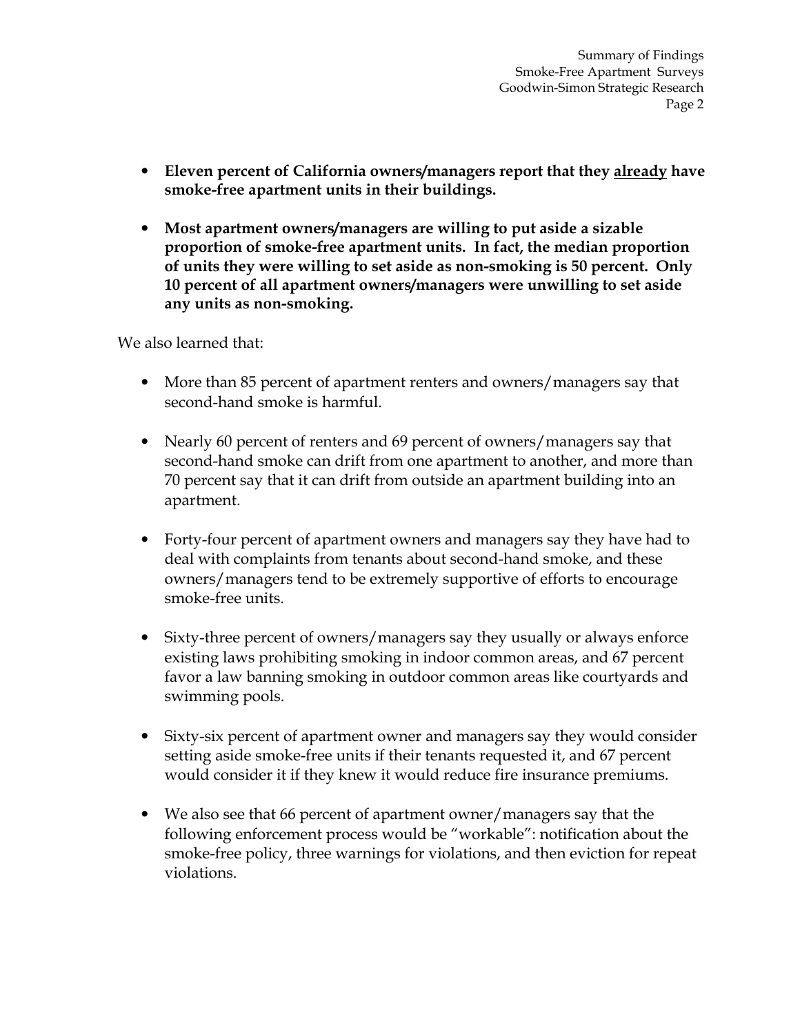- **Eleven percent of California owners/managers report that they <u>already</u> have smoke-free apartment units in their buildings.**

- **Most apartment owners/managers are willing to put aside a sizable proportion of smoke-free apartment units. In fact, the median proportion of units they were willing to set aside as non-smoking is 50 percent. Only 10 percent of all apartment owners/managers were unwilling to set aside any units as non-smoking.**

We also learned that:

- More than 85 percent of apartment renters and owners/managers say that second-hand smoke is harmful.

- Nearly 60 percent of renters and 69 percent of owners/managers say that second-hand smoke can drift from one apartment to another, and more than 70 percent say that it can drift from outside an apartment building into an apartment.

- Forty-four percent of apartment owners and managers say they have had to deal with complaints from tenants about second-hand smoke, and these owners/managers tend to be extremely supportive of efforts to encourage smoke-free units.

- Sixty-three percent of owners/managers say they usually or always enforce existing laws prohibiting smoking in indoor common areas, and 67 percent favor a law banning smoking in outdoor common areas like courtyards and swimming pools.

- Sixty-six percent of apartment owner and managers say they would consider setting aside smoke-free units if their tenants requested it, and 67 percent would consider it if they knew it would reduce fire insurance premiums.

- We also see that 66 percent of apartment owner/managers say that the following enforcement process would be "workable": notification about the smoke-free policy, three warnings for violations, and then eviction for repeat violations.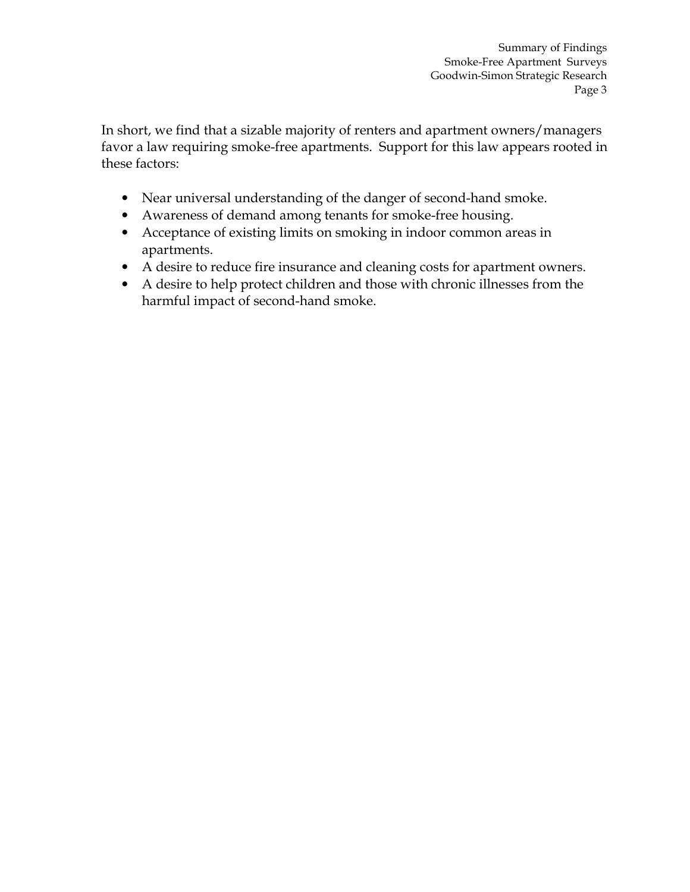In short, we find that a sizable majority of renters and apartment owners/managers favor a law requiring smoke-free apartments. Support for this law appears rooted in these factors:

- Near universal understanding of the danger of second-hand smoke.
- Awareness of demand among tenants for smoke-free housing.
- Acceptance of existing limits on smoking in indoor common areas in apartments.
- A desire to reduce fire insurance and cleaning costs for apartment owners.
- A desire to help protect children and those with chronic illnesses from the harmful impact of second-hand smoke.